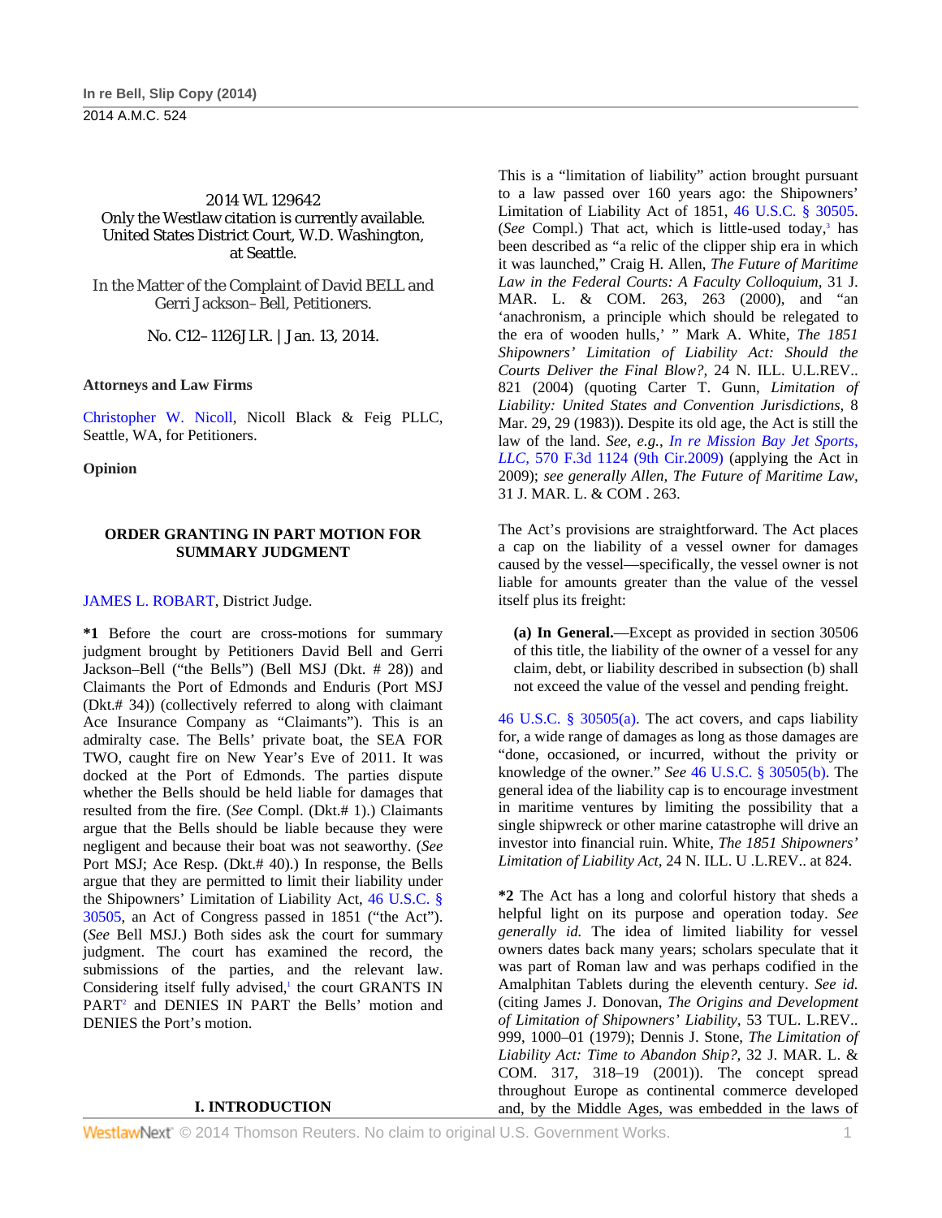2014 WL 129642
Only the Westlaw citation is currently available.
United States District Court, W.D. Washington, at Seattle.

In the Matter of the Complaint of David BELL and Gerri Jackson–Bell, Petitioners.

No. C12–1126JLR. | Jan. 13, 2014.

**Attorneys and Law Firms**

Christopher W. Nicoll, Nicoll Black & Feig PLLC, Seattle, WA, for Petitioners.

**Opinion**

## ORDER GRANTING IN PART MOTION FOR SUMMARY JUDGMENT

JAMES L. ROBART, District Judge.

**\*1** Before the court are cross-motions for summary judgment brought by Petitioners David Bell and Gerri Jackson–Bell ("the Bells") (Bell MSJ (Dkt. # 28)) and Claimants the Port of Edmonds and Enduris (Port MSJ (Dkt.# 34)) (collectively referred to along with claimant Ace Insurance Company as "Claimants"). This is an admiralty case. The Bells' private boat, the SEA FOR TWO, caught fire on New Year's Eve of 2011. It was docked at the Port of Edmonds. The parties dispute whether the Bells should be held liable for damages that resulted from the fire. (*See* Compl. (Dkt.# 1).) Claimants argue that the Bells should be liable because they were negligent and because their boat was not seaworthy. (*See* Port MSJ; Ace Resp. (Dkt.# 40).) In response, the Bells argue that they are permitted to limit their liability under the Shipowners' Limitation of Liability Act, 46 U.S.C. § 30505, an Act of Congress passed in 1851 ("the Act"). (*See* Bell MSJ.) Both sides ask the court for summary judgment. The court has examined the record, the submissions of the parties, and the relevant law. Considering itself fully advised,[1] the court GRANTS IN PART[2] and DENIES IN PART the Bells' motion and DENIES the Port's motion.

## I. INTRODUCTION

This is a "limitation of liability" action brought pursuant to a law passed over 160 years ago: the Shipowners' Limitation of Liability Act of 1851, 46 U.S.C. § 30505. (*See* Compl.) That act, which is little-used today,[3] has been described as "a relic of the clipper ship era in which it was launched," Craig H. Allen, *The Future of Maritime Law in the Federal Courts: A Faculty Colloquium,* 31 J. MAR. L. & COM. 263, 263 (2000), and "an 'anachronism, a principle which should be relegated to the era of wooden hulls,' " Mark A. White, *The 1851 Shipowners' Limitation of Liability Act: Should the Courts Deliver the Final Blow?,* 24 N. ILL. U.L.REV.. 821 (2004) (quoting Carter T. Gunn, *Limitation of Liability: United States and Convention Jurisdictions,* 8 Mar. 29, 29 (1983)). Despite its old age, the Act is still the law of the land. *See, e.g., In re Mission Bay Jet Sports, LLC,* 570 F.3d 1124 (9th Cir.2009) (applying the Act in 2009); *see generally Allen, The Future of Maritime Law,* 31 J. MAR. L. & COM . 263.

The Act's provisions are straightforward. The Act places a cap on the liability of a vessel owner for damages caused by the vessel—specifically, the vessel owner is not liable for amounts greater than the value of the vessel itself plus its freight:

> **(a) In General.**—Except as provided in section 30506 of this title, the liability of the owner of a vessel for any claim, debt, or liability described in subsection (b) shall not exceed the value of the vessel and pending freight.

46 U.S.C. § 30505(a). The act covers, and caps liability for, a wide range of damages as long as those damages are "done, occasioned, or incurred, without the privity or knowledge of the owner." *See* 46 U.S.C. § 30505(b). The general idea of the liability cap is to encourage investment in maritime ventures by limiting the possibility that a single shipwreck or other marine catastrophe will drive an investor into financial ruin. White, *The 1851 Shipowners' Limitation of Liability Act,* 24 N. ILL. U .L.REV.. at 824.

**\*2** The Act has a long and colorful history that sheds a helpful light on its purpose and operation today. *See generally id.* The idea of limited liability for vessel owners dates back many years; scholars speculate that it was part of Roman law and was perhaps codified in the Amalphitan Tablets during the eleventh century. *See id.* (citing James J. Donovan, *The Origins and Development of Limitation of Shipowners' Liability,* 53 TUL. L.REV.. 999, 1000–01 (1979); Dennis J. Stone, *The Limitation of Liability Act: Time to Abandon Ship?,* 32 J. MAR. L. & COM. 317, 318–19 (2001)). The concept spread throughout Europe as continental commerce developed and, by the Middle Ages, was embedded in the laws of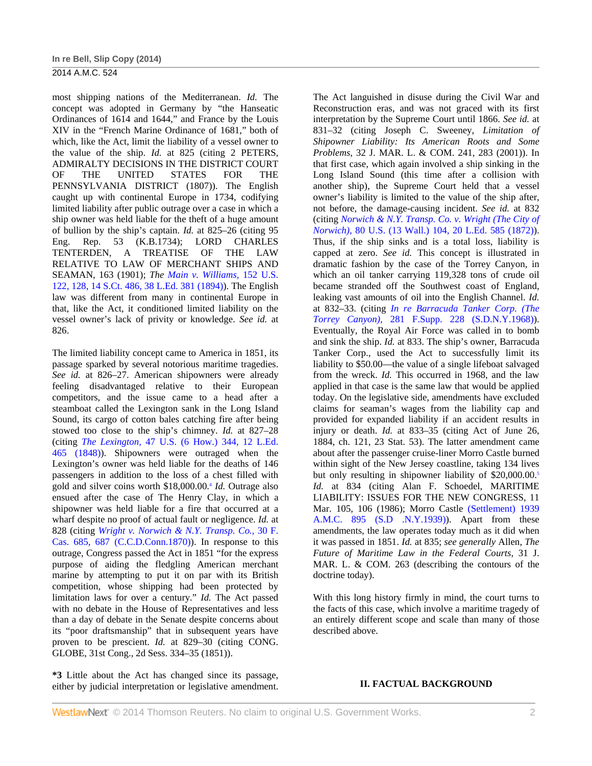most shipping nations of the Mediterranean. *Id.* The concept was adopted in Germany by "the Hanseatic Ordinances of 1614 and 1644," and France by the Louis XIV in the "French Marine Ordinance of 1681," both of which, like the Act, limit the liability of a vessel owner to the value of the ship. *Id.* at 825 (citing 2 PETERS, ADMIRALTY DECISIONS IN THE DISTRICT COURT OF THE UNITED STATES FOR THE PENNSYLVANIA DISTRICT (1807)). The English caught up with continental Europe in 1734, codifying limited liability after public outrage over a case in which a ship owner was held liable for the theft of a huge amount of bullion by the ship's captain. *Id.* at 825–26 (citing 95 Eng. Rep. 53 (K.B.1734); LORD CHARLES TENTERDEN, A TREATISE OF THE LAW RELATIVE TO LAW OF MERCHANT SHIPS AND SEAMAN, 163 (1901); *The Main v. Williams,* 152 U.S. 122, 128, 14 S.Ct. 486, 38 L.Ed. 381 (1894)). The English law was different from many in continental Europe in that, like the Act, it conditioned limited liability on the vessel owner's lack of privity or knowledge. *See id.* at 826.

The limited liability concept came to America in 1851, its passage sparked by several notorious maritime tragedies. *See id.* at 826–27. American shipowners were already feeling disadvantaged relative to their European competitors, and the issue came to a head after a steamboat called the Lexington sank in the Long Island Sound, its cargo of cotton bales catching fire after being stowed too close to the ship's chimney. *Id.* at 827–28 (citing *The Lexington,* 47 U.S. (6 How.) 344, 12 L.Ed. 465 (1848)). Shipowners were outraged when the Lexington's owner was held liable for the deaths of 146 passengers in addition to the loss of a chest filled with gold and silver coins worth $18,000.00.[4] *Id.* Outrage also ensued after the case of The Henry Clay, in which a shipowner was held liable for a fire that occurred at a wharf despite no proof of actual fault or negligence. *Id.* at 828 (citing *Wright v. Norwich & N.Y. Transp. Co.,* 30 F. Cas. 685, 687 (C.C.D.Conn.1870)). In response to this outrage, Congress passed the Act in 1851 "for the express purpose of aiding the fledgling American merchant marine by attempting to put it on par with its British competition, whose shipping had been protected by limitation laws for over a century." *Id.* The Act passed with no debate in the House of Representatives and less than a day of debate in the Senate despite concerns about its "poor draftsmanship" that in subsequent years have proven to be prescient. *Id.* at 829–30 (citing CONG. GLOBE, 31st Cong., 2d Sess. 334–35 (1851)).

**\*3** Little about the Act has changed since its passage, either by judicial interpretation or legislative amendment. The Act languished in disuse during the Civil War and Reconstruction eras, and was not graced with its first interpretation by the Supreme Court until 1866. *See id.* at 831–32 (citing Joseph C. Sweeney, *Limitation of Shipowner Liability: Its American Roots and Some Problems,* 32 J. MAR. L. & COM. 241, 283 (2001)). In that first case, which again involved a ship sinking in the Long Island Sound (this time after a collision with another ship), the Supreme Court held that a vessel owner's liability is limited to the value of the ship after, not before, the damage-causing incident. *See id.* at 832 (citing *Norwich & N.Y. Transp. Co. v. Wright (The City of Norwich),* 80 U.S. (13 Wall.) 104, 20 L.Ed. 585 (1872)). Thus, if the ship sinks and is a total loss, liability is capped at zero. *See id.* This concept is illustrated in dramatic fashion by the case of the Torrey Canyon, in which an oil tanker carrying 119,328 tons of crude oil became stranded off the Southwest coast of England, leaking vast amounts of oil into the English Channel. *Id.* at 832–33. (citing *In re Barracuda Tanker Corp. (The Torrey Canyon),* 281 F.Supp. 228 (S.D.N.Y.1968)). Eventually, the Royal Air Force was called in to bomb and sink the ship. *Id.* at 833. The ship's owner, Barracuda Tanker Corp., used the Act to successfully limit its liability to $50.00—the value of a single lifeboat salvaged from the wreck. *Id.* This occurred in 1968, and the law applied in that case is the same law that would be applied today. On the legislative side, amendments have excluded claims for seaman's wages from the liability cap and provided for expanded liability if an accident results in injury or death. *Id.* at 833–35 (citing Act of June 26, 1884, ch. 121, 23 Stat. 53). The latter amendment came about after the passenger cruise-liner Morro Castle burned within sight of the New Jersey coastline, taking 134 lives but only resulting in shipowner liability of $20,000.00.[5] *Id.* at 834 (citing Alan F. Schoedel, MARITIME LIABILITY: ISSUES FOR THE NEW CONGRESS, 11 Mar. 105, 106 (1986); Morro Castle (Settlement) 1939 A.M.C. 895 (S.D .N.Y.1939)). Apart from these amendments, the law operates today much as it did when it was passed in 1851. *Id.* at 835; *see generally* Allen, *The Future of Maritime Law in the Federal Courts,* 31 J. MAR. L. & COM. 263 (describing the contours of the doctrine today).

With this long history firmly in mind, the court turns to the facts of this case, which involve a maritime tragedy of an entirely different scope and scale than many of those described above.

## II. FACTUAL BACKGROUND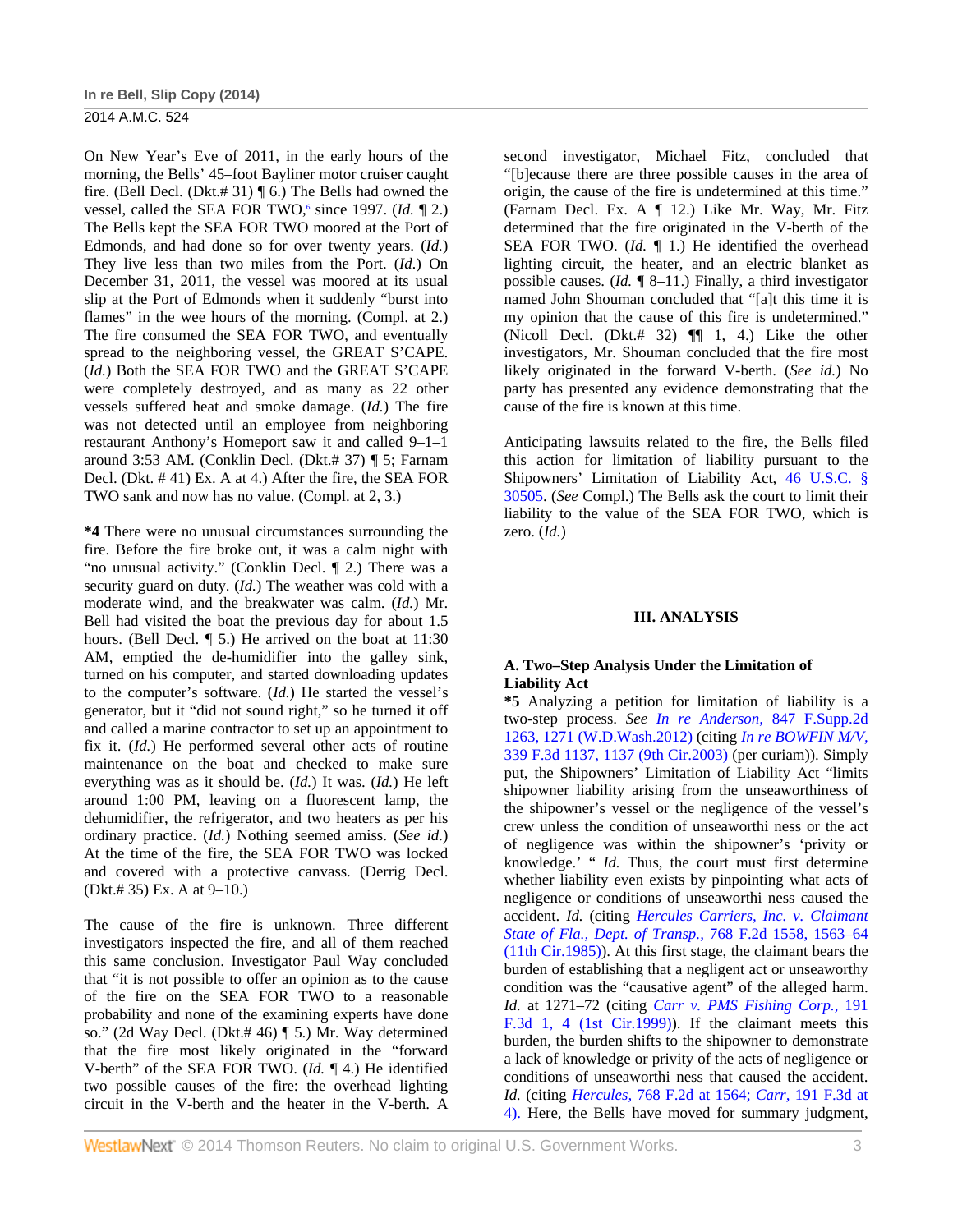On New Year's Eve of 2011, in the early hours of the morning, the Bells' 45–foot Bayliner motor cruiser caught fire. (Bell Decl. (Dkt.# 31) ¶ 6.) The Bells had owned the vessel, called the SEA FOR TWO,[6] since 1997. (*Id.* ¶ 2.) The Bells kept the SEA FOR TWO moored at the Port of Edmonds, and had done so for over twenty years. (*Id.*) They live less than two miles from the Port. (*Id.*) On December 31, 2011, the vessel was moored at its usual slip at the Port of Edmonds when it suddenly "burst into flames" in the wee hours of the morning. (Compl. at 2.) The fire consumed the SEA FOR TWO, and eventually spread to the neighboring vessel, the GREAT S'CAPE. (*Id.*) Both the SEA FOR TWO and the GREAT S'CAPE were completely destroyed, and as many as 22 other vessels suffered heat and smoke damage. (*Id.*) The fire was not detected until an employee from neighboring restaurant Anthony's Homeport saw it and called 9–1–1 around 3:53 AM. (Conklin Decl. (Dkt.# 37) ¶ 5; Farnam Decl. (Dkt. # 41) Ex. A at 4.) After the fire, the SEA FOR TWO sank and now has no value. (Compl. at 2, 3.)

**\*4** There were no unusual circumstances surrounding the fire. Before the fire broke out, it was a calm night with "no unusual activity." (Conklin Decl. ¶ 2.) There was a security guard on duty. (*Id.*) The weather was cold with a moderate wind, and the breakwater was calm. (*Id.*) Mr. Bell had visited the boat the previous day for about 1.5 hours. (Bell Decl. ¶ 5.) He arrived on the boat at 11:30 AM, emptied the de-humidifier into the galley sink, turned on his computer, and started downloading updates to the computer's software. (*Id.*) He started the vessel's generator, but it "did not sound right," so he turned it off and called a marine contractor to set up an appointment to fix it. (*Id.*) He performed several other acts of routine maintenance on the boat and checked to make sure everything was as it should be. (*Id.*) It was. (*Id.*) He left around 1:00 PM, leaving on a fluorescent lamp, the dehumidifier, the refrigerator, and two heaters as per his ordinary practice. (*Id.*) Nothing seemed amiss. (*See id.*) At the time of the fire, the SEA FOR TWO was locked and covered with a protective canvass. (Derrig Decl. (Dkt.# 35) Ex. A at 9–10.)

The cause of the fire is unknown. Three different investigators inspected the fire, and all of them reached this same conclusion. Investigator Paul Way concluded that "it is not possible to offer an opinion as to the cause of the fire on the SEA FOR TWO to a reasonable probability and none of the examining experts have done so." (2d Way Decl. (Dkt.# 46) ¶ 5.) Mr. Way determined that the fire most likely originated in the "forward V-berth" of the SEA FOR TWO. (*Id.* ¶ 4.) He identified two possible causes of the fire: the overhead lighting circuit in the V-berth and the heater in the V-berth. A second investigator, Michael Fitz, concluded that "[b]ecause there are three possible causes in the area of origin, the cause of the fire is undetermined at this time." (Farnam Decl. Ex. A ¶ 12.) Like Mr. Way, Mr. Fitz determined that the fire originated in the V-berth of the SEA FOR TWO. (*Id.* ¶ 1.) He identified the overhead lighting circuit, the heater, and an electric blanket as possible causes. (*Id.* ¶ 8–11.) Finally, a third investigator named John Shouman concluded that "[a]t this time it is my opinion that the cause of this fire is undetermined." (Nicoll Decl. (Dkt.# 32) ¶¶ 1, 4.) Like the other investigators, Mr. Shouman concluded that the fire most likely originated in the forward V-berth. (*See id.*) No party has presented any evidence demonstrating that the cause of the fire is known at this time.

Anticipating lawsuits related to the fire, the Bells filed this action for limitation of liability pursuant to the Shipowners' Limitation of Liability Act, 46 U.S.C. § 30505. (*See* Compl.) The Bells ask the court to limit their liability to the value of the SEA FOR TWO, which is zero. (*Id.*)

## III. ANALYSIS

### A. Two–Step Analysis Under the Limitation of Liability Act

**\*5** Analyzing a petition for limitation of liability is a two-step process. *See In re Anderson,* 847 F.Supp.2d 1263, 1271 (W.D.Wash.2012) (citing *In re BOWFIN M/V,* 339 F.3d 1137, 1137 (9th Cir.2003) (per curiam)). Simply put, the Shipowners' Limitation of Liability Act "limits shipowner liability arising from the unseaworthiness of the shipowner's vessel or the negligence of the vessel's crew unless the condition of unseaworthi ness or the act of negligence was within the shipowner's 'privity or knowledge.' " *Id.* Thus, the court must first determine whether liability even exists by pinpointing what acts of negligence or conditions of unseaworthi ness caused the accident. *Id.* (citing *Hercules Carriers, Inc. v. Claimant State of Fla., Dept. of Transp.,* 768 F.2d 1558, 1563–64 (11th Cir.1985)). At this first stage, the claimant bears the burden of establishing that a negligent act or unseaworthy condition was the "causative agent" of the alleged harm. *Id.* at 1271–72 (citing *Carr v. PMS Fishing Corp.,* 191 F.3d 1, 4 (1st Cir.1999)). If the claimant meets this burden, the burden shifts to the shipowner to demonstrate a lack of knowledge or privity of the acts of negligence or conditions of unseaworthi ness that caused the accident. *Id.* (citing *Hercules,* 768 F.2d at 1564; *Carr,* 191 F.3d at 4). Here, the Bells have moved for summary judgment,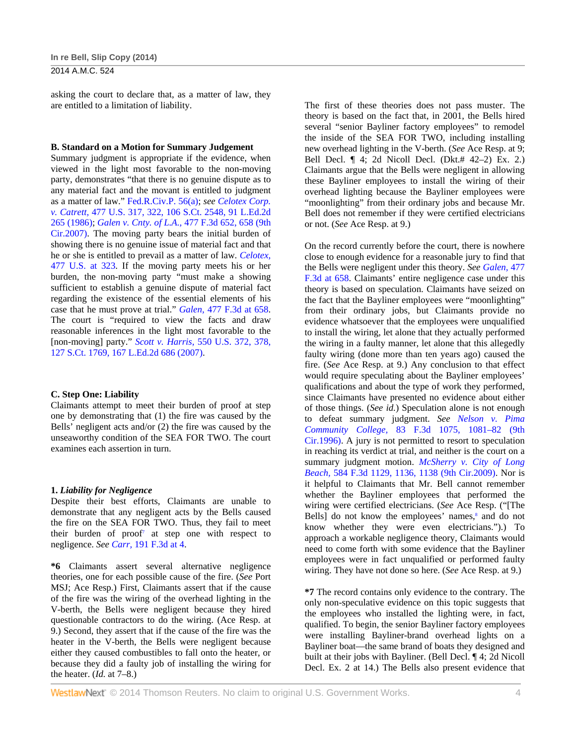asking the court to declare that, as a matter of law, they are entitled to a limitation of liability.

**B. Standard on a Motion for Summary Judgement**

Summary judgment is appropriate if the evidence, when viewed in the light most favorable to the non-moving party, demonstrates "that there is no genuine dispute as to any material fact and the movant is entitled to judgment as a matter of law." Fed.R.Civ.P. 56(a); *see Celotex Corp. v. Catrett,* 477 U.S. 317, 322, 106 S.Ct. 2548, 91 L.Ed.2d 265 (1986); *Galen v. Cnty. of L.A.,* 477 F.3d 652, 658 (9th Cir.2007). The moving party bears the initial burden of showing there is no genuine issue of material fact and that he or she is entitled to prevail as a matter of law. *Celotex,* 477 U.S. at 323. If the moving party meets his or her burden, the non-moving party "must make a showing sufficient to establish a genuine dispute of material fact regarding the existence of the essential elements of his case that he must prove at trial." *Galen,* 477 F.3d at 658. The court is "required to view the facts and draw reasonable inferences in the light most favorable to the [non-moving] party." *Scott v. Harris,* 550 U.S. 372, 378, 127 S.Ct. 1769, 167 L.Ed.2d 686 (2007).

**C. Step One: Liability**

Claimants attempt to meet their burden of proof at step one by demonstrating that (1) the fire was caused by the Bells' negligent acts and/or (2) the fire was caused by the unseaworthy condition of the SEA FOR TWO. The court examines each assertion in turn.

**1. *Liability for Negligence***

Despite their best efforts, Claimants are unable to demonstrate that any negligent acts by the Bells caused the fire on the SEA FOR TWO. Thus, they fail to meet their burden of proof[7] at step one with respect to negligence. *See Carr,* 191 F.3d at 4.

**\*6** Claimants assert several alternative negligence theories, one for each possible cause of the fire. (*See* Port MSJ; Ace Resp.) First, Claimants assert that if the cause of the fire was the wiring of the overhead lighting in the V-berth, the Bells were negligent because they hired questionable contractors to do the wiring. (Ace Resp. at 9.) Second, they assert that if the cause of the fire was the heater in the V-berth, the Bells were negligent because either they caused combustibles to fall onto the heater, or because they did a faulty job of installing the wiring for the heater. (*Id.* at 7–8.)

The first of these theories does not pass muster. The theory is based on the fact that, in 2001, the Bells hired several "senior Bayliner factory employees" to remodel the inside of the SEA FOR TWO, including installing new overhead lighting in the V-berth. (*See* Ace Resp. at 9; Bell Decl. ¶ 4; 2d Nicoll Decl. (Dkt.# 42–2) Ex. 2.) Claimants argue that the Bells were negligent in allowing these Bayliner employees to install the wiring of their overhead lighting because the Bayliner employees were "moonlighting" from their ordinary jobs and because Mr. Bell does not remember if they were certified electricians or not. (*See* Ace Resp. at 9.)

On the record currently before the court, there is nowhere close to enough evidence for a reasonable jury to find that the Bells were negligent under this theory. *See Galen,* 477 F.3d at 658. Claimants' entire negligence case under this theory is based on speculation. Claimants have seized on the fact that the Bayliner employees were "moonlighting" from their ordinary jobs, but Claimants provide no evidence whatsoever that the employees were unqualified to install the wiring, let alone that they actually performed the wiring in a faulty manner, let alone that this allegedly faulty wiring (done more than ten years ago) caused the fire. (*See* Ace Resp. at 9.) Any conclusion to that effect would require speculating about the Bayliner employees' qualifications and about the type of work they performed, since Claimants have presented no evidence about either of those things. (*See id.*) Speculation alone is not enough to defeat summary judgment. *See Nelson v. Pima Community College,* 83 F.3d 1075, 1081–82 (9th Cir.1996). A jury is not permitted to resort to speculation in reaching its verdict at trial, and neither is the court on a summary judgment motion. *McSherry v. City of Long Beach,* 584 F.3d 1129, 1136, 1138 (9th Cir.2009). Nor is it helpful to Claimants that Mr. Bell cannot remember whether the Bayliner employees that performed the wiring were certified electricians. (*See* Ace Resp. ("[The Bells] do not know the employees' names,[8] and do not know whether they were even electricians.").) To approach a workable negligence theory, Claimants would need to come forth with some evidence that the Bayliner employees were in fact unqualified or performed faulty wiring. They have not done so here. (*See* Ace Resp. at 9.)

**\*7** The record contains only evidence to the contrary. The only non-speculative evidence on this topic suggests that the employees who installed the lighting were, in fact, qualified. To begin, the senior Bayliner factory employees were installing Bayliner-brand overhead lights on a Bayliner boat—the same brand of boats they designed and built at their jobs with Bayliner. (Bell Decl. ¶ 4; 2d Nicoll Decl. Ex. 2 at 14.) The Bells also present evidence that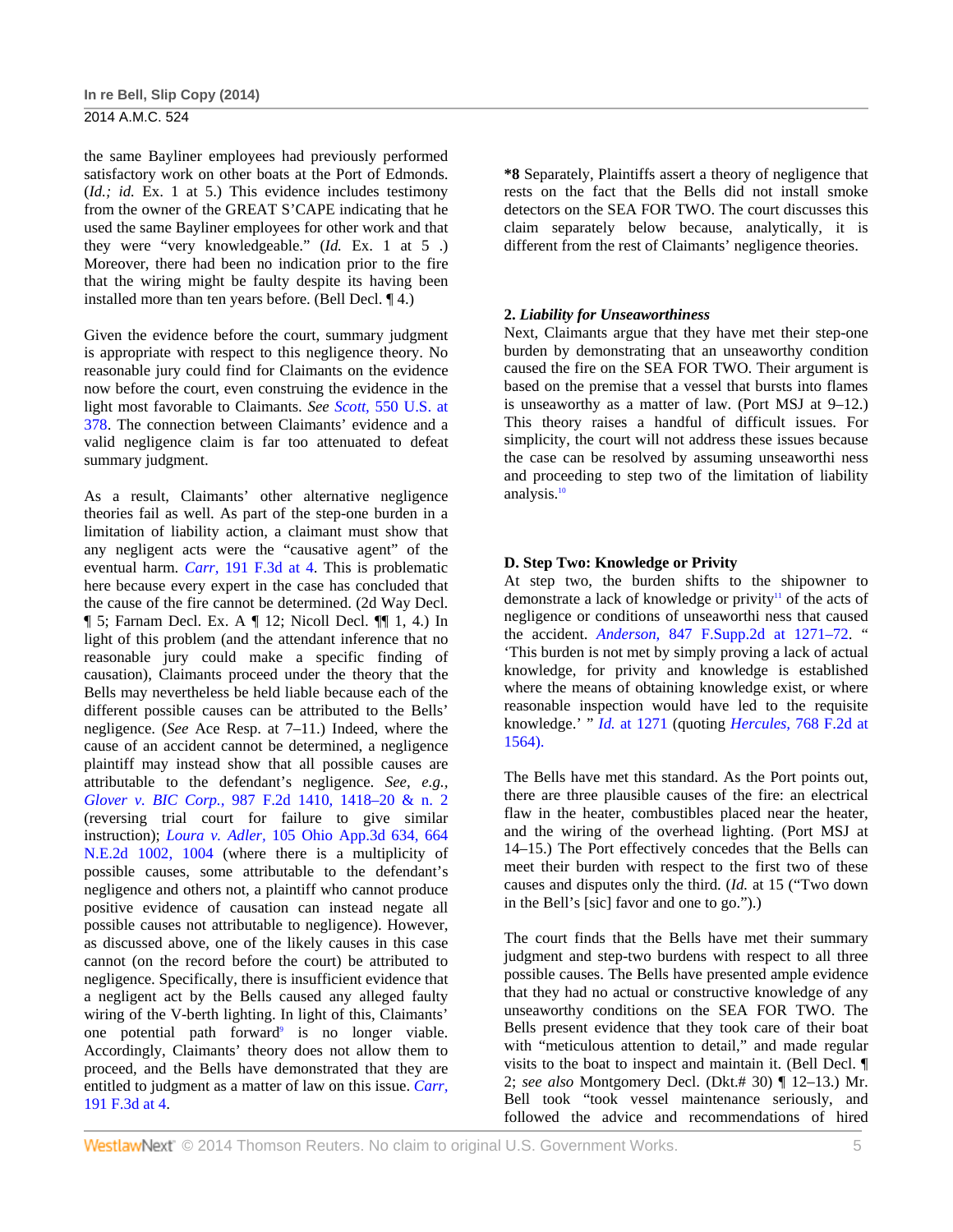the same Bayliner employees had previously performed satisfactory work on other boats at the Port of Edmonds. (*Id.; id.* Ex. 1 at 5.) This evidence includes testimony from the owner of the GREAT S'CAPE indicating that he used the same Bayliner employees for other work and that they were "very knowledgeable." (*Id.* Ex. 1 at 5 .) Moreover, there had been no indication prior to the fire that the wiring might be faulty despite its having been installed more than ten years before. (Bell Decl. ¶ 4.)

Given the evidence before the court, summary judgment is appropriate with respect to this negligence theory. No reasonable jury could find for Claimants on the evidence now before the court, even construing the evidence in the light most favorable to Claimants. *See Scott,* 550 U.S. at 378. The connection between Claimants' evidence and a valid negligence claim is far too attenuated to defeat summary judgment.

As a result, Claimants' other alternative negligence theories fail as well. As part of the step-one burden in a limitation of liability action, a claimant must show that any negligent acts were the "causative agent" of the eventual harm. *Carr,* 191 F.3d at 4. This is problematic here because every expert in the case has concluded that the cause of the fire cannot be determined. (2d Way Decl. ¶ 5; Farnam Decl. Ex. A ¶ 12; Nicoll Decl. ¶¶ 1, 4.) In light of this problem (and the attendant inference that no reasonable jury could make a specific finding of causation), Claimants proceed under the theory that the Bells may nevertheless be held liable because each of the different possible causes can be attributed to the Bells' negligence. (*See* Ace Resp. at 7–11.) Indeed, where the cause of an accident cannot be determined, a negligence plaintiff may instead show that all possible causes are attributable to the defendant's negligence. *See, e.g., Glover v. BIC Corp.,* 987 F.2d 1410, 1418–20 & n. 2 (reversing trial court for failure to give similar instruction); *Loura v. Adler,* 105 Ohio App.3d 634, 664 N.E.2d 1002, 1004 (where there is a multiplicity of possible causes, some attributable to the defendant's negligence and others not, a plaintiff who cannot produce positive evidence of causation can instead negate all possible causes not attributable to negligence). However, as discussed above, one of the likely causes in this case cannot (on the record before the court) be attributed to negligence. Specifically, there is insufficient evidence that a negligent act by the Bells caused any alleged faulty wiring of the V-berth lighting. In light of this, Claimants' one potential path forward[9] is no longer viable. Accordingly, Claimants' theory does not allow them to proceed, and the Bells have demonstrated that they are entitled to judgment as a matter of law on this issue. *Carr,* 191 F.3d at 4.

**\*8** Separately, Plaintiffs assert a theory of negligence that rests on the fact that the Bells did not install smoke detectors on the SEA FOR TWO. The court discusses this claim separately below because, analytically, it is different from the rest of Claimants' negligence theories.

**2. *Liability for Unseaworthiness***

Next, Claimants argue that they have met their step-one burden by demonstrating that an unseaworthy condition caused the fire on the SEA FOR TWO. Their argument is based on the premise that a vessel that bursts into flames is unseaworthy as a matter of law. (Port MSJ at 9–12.) This theory raises a handful of difficult issues. For simplicity, the court will not address these issues because the case can be resolved by assuming unseaworthi ness and proceeding to step two of the limitation of liability analysis.[10]

**D. Step Two: Knowledge or Privity**

At step two, the burden shifts to the shipowner to demonstrate a lack of knowledge or privity[11] of the acts of negligence or conditions of unseaworthi ness that caused the accident. *Anderson,* 847 F.Supp.2d at 1271–72. " 'This burden is not met by simply proving a lack of actual knowledge, for privity and knowledge is established where the means of obtaining knowledge exist, or where reasonable inspection would have led to the requisite knowledge.' " *Id.* at 1271 (quoting *Hercules,* 768 F.2d at 1564).

The Bells have met this standard. As the Port points out, there are three plausible causes of the fire: an electrical flaw in the heater, combustibles placed near the heater, and the wiring of the overhead lighting. (Port MSJ at 14–15.) The Port effectively concedes that the Bells can meet their burden with respect to the first two of these causes and disputes only the third. (*Id.* at 15 ("Two down in the Bell's [sic] favor and one to go.").)

The court finds that the Bells have met their summary judgment and step-two burdens with respect to all three possible causes. The Bells have presented ample evidence that they had no actual or constructive knowledge of any unseaworthy conditions on the SEA FOR TWO. The Bells present evidence that they took care of their boat with "meticulous attention to detail," and made regular visits to the boat to inspect and maintain it. (Bell Decl. ¶ 2; *see also* Montgomery Decl. (Dkt.# 30) ¶ 12–13.) Mr. Bell took "took vessel maintenance seriously, and followed the advice and recommendations of hired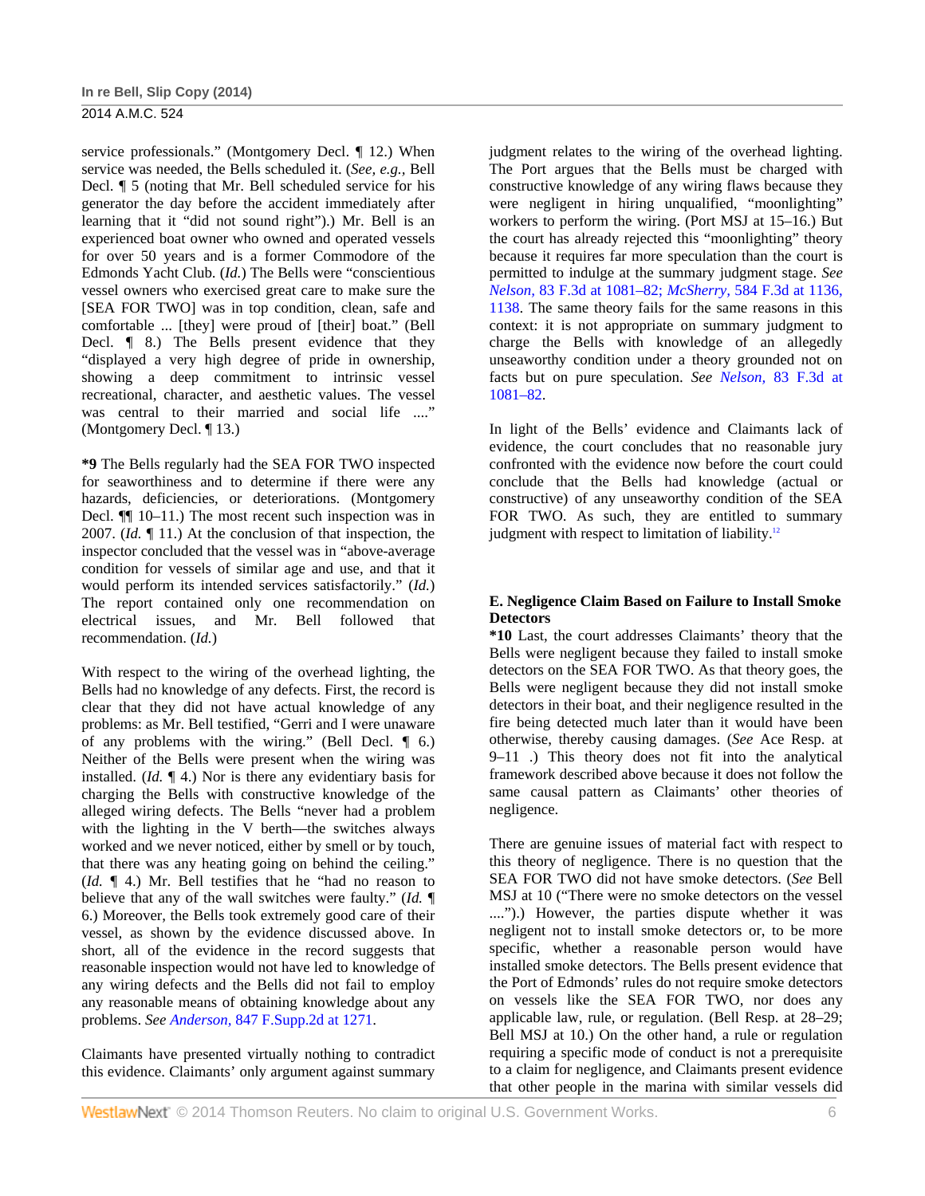service professionals." (Montgomery Decl. ¶ 12.) When service was needed, the Bells scheduled it. (*See, e.g.,* Bell Decl. ¶ 5 (noting that Mr. Bell scheduled service for his generator the day before the accident immediately after learning that it "did not sound right").) Mr. Bell is an experienced boat owner who owned and operated vessels for over 50 years and is a former Commodore of the Edmonds Yacht Club. (*Id.*) The Bells were "conscientious vessel owners who exercised great care to make sure the [SEA FOR TWO] was in top condition, clean, safe and comfortable ... [they] were proud of [their] boat." (Bell Decl. ¶ 8.) The Bells present evidence that they "displayed a very high degree of pride in ownership, showing a deep commitment to intrinsic vessel recreational, character, and aesthetic values. The vessel was central to their married and social life ...." (Montgomery Decl. ¶ 13.)

**\*9** The Bells regularly had the SEA FOR TWO inspected for seaworthiness and to determine if there were any hazards, deficiencies, or deteriorations. (Montgomery Decl. ¶¶ 10–11.) The most recent such inspection was in 2007. (*Id.* ¶ 11.) At the conclusion of that inspection, the inspector concluded that the vessel was in "above-average condition for vessels of similar age and use, and that it would perform its intended services satisfactorily." (*Id.*) The report contained only one recommendation on electrical issues, and Mr. Bell followed that recommendation. (*Id.*)

With respect to the wiring of the overhead lighting, the Bells had no knowledge of any defects. First, the record is clear that they did not have actual knowledge of any problems: as Mr. Bell testified, "Gerri and I were unaware of any problems with the wiring." (Bell Decl. ¶ 6.) Neither of the Bells were present when the wiring was installed. (*Id.* ¶ 4.) Nor is there any evidentiary basis for charging the Bells with constructive knowledge of the alleged wiring defects. The Bells "never had a problem with the lighting in the V berth—the switches always worked and we never noticed, either by smell or by touch, that there was any heating going on behind the ceiling." (*Id.* ¶ 4.) Mr. Bell testifies that he "had no reason to believe that any of the wall switches were faulty." (*Id.* ¶ 6.) Moreover, the Bells took extremely good care of their vessel, as shown by the evidence discussed above. In short, all of the evidence in the record suggests that reasonable inspection would not have led to knowledge of any wiring defects and the Bells did not fail to employ any reasonable means of obtaining knowledge about any problems. *See Anderson,* 847 F.Supp.2d at 1271.

Claimants have presented virtually nothing to contradict this evidence. Claimants' only argument against summary judgment relates to the wiring of the overhead lighting. The Port argues that the Bells must be charged with constructive knowledge of any wiring flaws because they were negligent in hiring unqualified, "moonlighting" workers to perform the wiring. (Port MSJ at 15–16.) But the court has already rejected this "moonlighting" theory because it requires far more speculation than the court is permitted to indulge at the summary judgment stage. *See Nelson,* 83 F.3d at 1081–82; *McSherry,* 584 F.3d at 1136, 1138. The same theory fails for the same reasons in this context: it is not appropriate on summary judgment to charge the Bells with knowledge of an allegedly unseaworthy condition under a theory grounded not on facts but on pure speculation. *See Nelson,* 83 F.3d at 1081–82.

In light of the Bells' evidence and Claimants lack of evidence, the court concludes that no reasonable jury confronted with the evidence now before the court could conclude that the Bells had knowledge (actual or constructive) of any unseaworthy condition of the SEA FOR TWO. As such, they are entitled to summary judgment with respect to limitation of liability.[12]

### E. Negligence Claim Based on Failure to Install Smoke Detectors

**\*10** Last, the court addresses Claimants' theory that the Bells were negligent because they failed to install smoke detectors on the SEA FOR TWO. As that theory goes, the Bells were negligent because they did not install smoke detectors in their boat, and their negligence resulted in the fire being detected much later than it would have been otherwise, thereby causing damages. (*See* Ace Resp. at 9–11 .) This theory does not fit into the analytical framework described above because it does not follow the same causal pattern as Claimants' other theories of negligence.

There are genuine issues of material fact with respect to this theory of negligence. There is no question that the SEA FOR TWO did not have smoke detectors. (*See* Bell MSJ at 10 ("There were no smoke detectors on the vessel ....").) However, the parties dispute whether it was negligent not to install smoke detectors or, to be more specific, whether a reasonable person would have installed smoke detectors. The Bells present evidence that the Port of Edmonds' rules do not require smoke detectors on vessels like the SEA FOR TWO, nor does any applicable law, rule, or regulation. (Bell Resp. at 28–29; Bell MSJ at 10.) On the other hand, a rule or regulation requiring a specific mode of conduct is not a prerequisite to a claim for negligence, and Claimants present evidence that other people in the marina with similar vessels did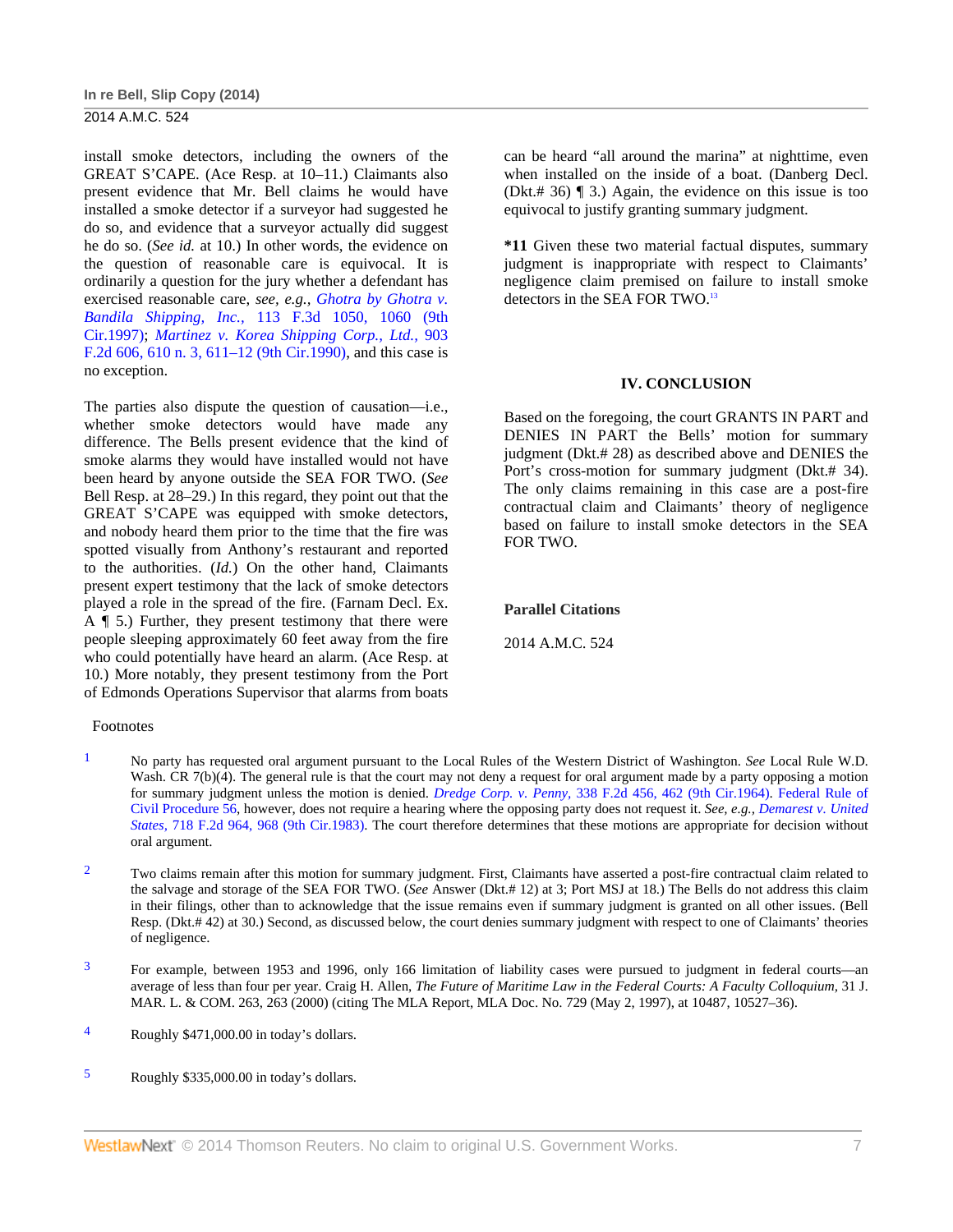install smoke detectors, including the owners of the GREAT S'CAPE. (Ace Resp. at 10–11.) Claimants also present evidence that Mr. Bell claims he would have installed a smoke detector if a surveyor had suggested he do so, and evidence that a surveyor actually did suggest he do so. (*See id.* at 10.) In other words, the evidence on the question of reasonable care is equivocal. It is ordinarily a question for the jury whether a defendant has exercised reasonable care, *see, e.g., Ghotra by Ghotra v. Bandila Shipping, Inc.,* 113 F.3d 1050, 1060 (9th Cir.1997); *Martinez v. Korea Shipping Corp., Ltd.,* 903 F.2d 606, 610 n. 3, 611–12 (9th Cir.1990), and this case is no exception.

The parties also dispute the question of causation—i.e., whether smoke detectors would have made any difference. The Bells present evidence that the kind of smoke alarms they would have installed would not have been heard by anyone outside the SEA FOR TWO. (*See* Bell Resp. at 28–29.) In this regard, they point out that the GREAT S'CAPE was equipped with smoke detectors, and nobody heard them prior to the time that the fire was spotted visually from Anthony's restaurant and reported to the authorities. (*Id.*) On the other hand, Claimants present expert testimony that the lack of smoke detectors played a role in the spread of the fire. (Farnam Decl. Ex. A ¶ 5.) Further, they present testimony that there were people sleeping approximately 60 feet away from the fire who could potentially have heard an alarm. (Ace Resp. at 10.) More notably, they present testimony from the Port of Edmonds Operations Supervisor that alarms from boats can be heard "all around the marina" at nighttime, even when installed on the inside of a boat. (Danberg Decl. (Dkt.# 36) ¶ 3.) Again, the evidence on this issue is too equivocal to justify granting summary judgment.

**\*11** Given these two material factual disputes, summary judgment is inappropriate with respect to Claimants' negligence claim premised on failure to install smoke detectors in the SEA FOR TWO.[13]

## IV. CONCLUSION

Based on the foregoing, the court GRANTS IN PART and DENIES IN PART the Bells' motion for summary judgment (Dkt.# 28) as described above and DENIES the Port's cross-motion for summary judgment (Dkt.# 34). The only claims remaining in this case are a post-fire contractual claim and Claimants' theory of negligence based on failure to install smoke detectors in the SEA FOR TWO.

### Parallel Citations

2014 A.M.C. 524

### Footnotes

1. No party has requested oral argument pursuant to the Local Rules of the Western District of Washington. *See* Local Rule W.D. Wash. CR 7(b)(4). The general rule is that the court may not deny a request for oral argument made by a party opposing a motion for summary judgment unless the motion is denied. *Dredge Corp. v. Penny,* 338 F.2d 456, 462 (9th Cir.1964). Federal Rule of Civil Procedure 56, however, does not require a hearing where the opposing party does not request it. *See, e.g., Demarest v. United States,* 718 F.2d 964, 968 (9th Cir.1983). The court therefore determines that these motions are appropriate for decision without oral argument.

2. Two claims remain after this motion for summary judgment. First, Claimants have asserted a post-fire contractual claim related to the salvage and storage of the SEA FOR TWO. (*See* Answer (Dkt.# 12) at 3; Port MSJ at 18.) The Bells do not address this claim in their filings, other than to acknowledge that the issue remains even if summary judgment is granted on all other issues. (Bell Resp. (Dkt.# 42) at 30.) Second, as discussed below, the court denies summary judgment with respect to one of Claimants' theories of negligence.

3. For example, between 1953 and 1996, only 166 limitation of liability cases were pursued to judgment in federal courts—an average of less than four per year. Craig H. Allen, *The Future of Maritime Law in the Federal Courts: A Faculty Colloquium,* 31 J. MAR. L. & COM. 263, 263 (2000) (citing The MLA Report, MLA Doc. No. 729 (May 2, 1997), at 10487, 10527–36).

4. Roughly $471,000.00 in today's dollars.

5. Roughly $335,000.00 in today's dollars.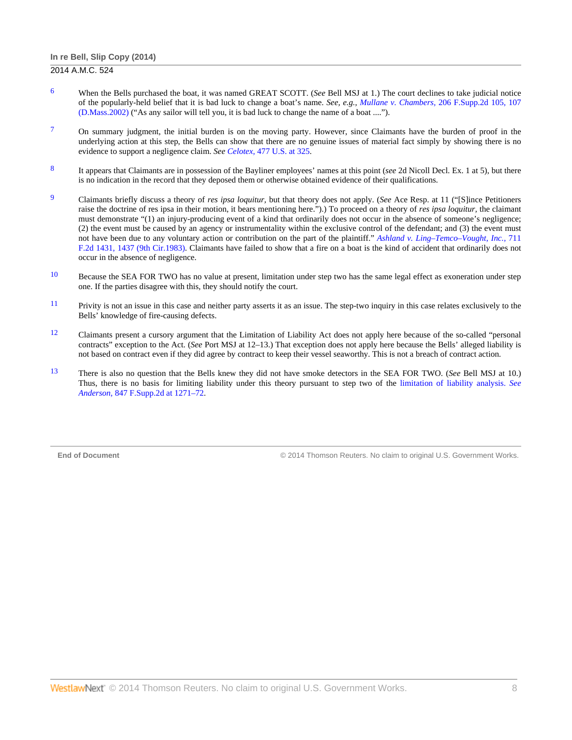6 When the Bells purchased the boat, it was named GREAT SCOTT. (*See* Bell MSJ at 1.) The court declines to take judicial notice of the popularly-held belief that it is bad luck to change a boat's name. *See, e.g., Mullane v. Chambers,* 206 F.Supp.2d 105, 107 (D.Mass.2002) ("As any sailor will tell you, it is bad luck to change the name of a boat ....").

7 On summary judgment, the initial burden is on the moving party. However, since Claimants have the burden of proof in the underlying action at this step, the Bells can show that there are no genuine issues of material fact simply by showing there is no evidence to support a negligence claim. *See Celotex,* 477 U.S. at 325.

8 It appears that Claimants are in possession of the Bayliner employees' names at this point (*see* 2d Nicoll Decl. Ex. 1 at 5), but there is no indication in the record that they deposed them or otherwise obtained evidence of their qualifications.

9 Claimants briefly discuss a theory of *res ipsa loquitur,* but that theory does not apply. (*See* Ace Resp. at 11 ("[S]ince Petitioners raise the doctrine of res ipsa in their motion, it bears mentioning here.").) To proceed on a theory of *res ipsa loquitur,* the claimant must demonstrate "(1) an injury-producing event of a kind that ordinarily does not occur in the absence of someone's negligence; (2) the event must be caused by an agency or instrumentality within the exclusive control of the defendant; and (3) the event must not have been due to any voluntary action or contribution on the part of the plaintiff." *Ashland v. Ling–Temco–Vought, Inc.,* 711 F.2d 1431, 1437 (9th Cir.1983). Claimants have failed to show that a fire on a boat is the kind of accident that ordinarily does not occur in the absence of negligence.

10 Because the SEA FOR TWO has no value at present, limitation under step two has the same legal effect as exoneration under step one. If the parties disagree with this, they should notify the court.

11 Privity is not an issue in this case and neither party asserts it as an issue. The step-two inquiry in this case relates exclusively to the Bells' knowledge of fire-causing defects.

12 Claimants present a cursory argument that the Limitation of Liability Act does not apply here because of the so-called "personal contracts" exception to the Act. (*See* Port MSJ at 12–13.) That exception does not apply here because the Bells' alleged liability is not based on contract even if they did agree by contract to keep their vessel seaworthy. This is not a breach of contract action.

13 There is also no question that the Bells knew they did not have smoke detectors in the SEA FOR TWO. (*See* Bell MSJ at 10.) Thus, there is no basis for limiting liability under this theory pursuant to step two of the limitation of liability analysis. *See Anderson,* 847 F.Supp.2d at 1271–72.

**End of Document**